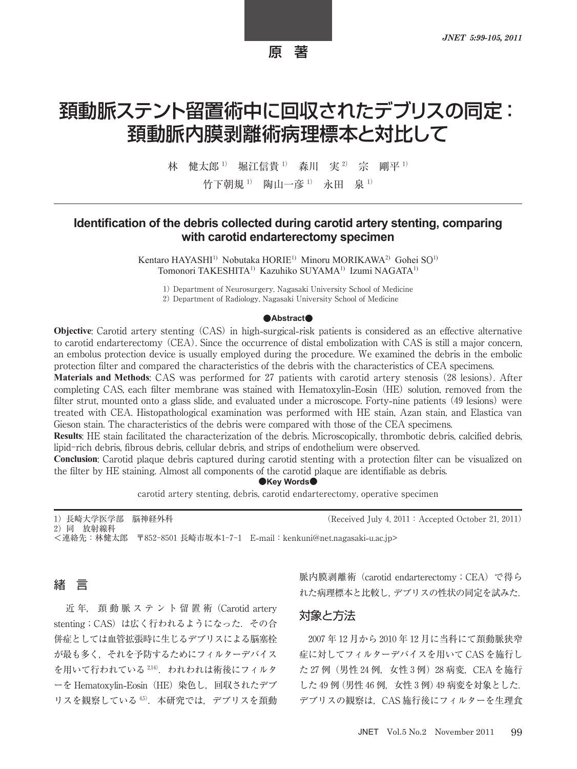原　著

# 頚動脈ステント留置術中に回収されたデブリスの同定：頚動脈内膜剥離術病理標本と対比して

林　健太郎[1)]　堀江信貴[1)]　森川　実[2)]　宗　剛平[1)]
竹下朝規[1)]　陶山一彦[1)]　永田　泉[1)]

## Identification of the debris collected during carotid artery stenting, comparing with carotid endarterectomy specimen

Kentaro HAYASHI[1)] Nobutaka HORIE[1)] Minoru MORIKAWA[2)] Gohei SO[1)]
Tomonori TAKESHITA[1)] Kazuhiko SUYAMA[1)] Izumi NAGATA[1)]

1) Department of Neurosurgery, Nagasaki University School of Medicine
2) Department of Radiology, Nagasaki University School of Medicine

●Abstract●

**Objective**: Carotid artery stenting (CAS) in high-surgical-risk patients is considered as an effective alternative to carotid endarterectomy (CEA). Since the occurrence of distal embolization with CAS is still a major concern, an embolus protection device is usually employed during the procedure. We examined the debris in the embolic protection filter and compared the characteristics of the debris with the characteristics of CEA specimens.

**Materials and Methods**: CAS was performed for 27 patients with carotid artery stenosis (28 lesions). After completing CAS, each filter membrane was stained with Hematoxylin-Eosin (HE) solution, removed from the filter strut, mounted onto a glass slide, and evaluated under a microscope. Forty-nine patients (49 lesions) were treated with CEA. Histopathological examination was performed with HE stain, Azan stain, and Elastica van Gieson stain. The characteristics of the debris were compared with those of the CEA specimens.

**Results**: HE stain facilitated the characterization of the debris. Microscopically, thrombotic debris, calcified debris, lipid-rich debris, fibrous debris, cellular debris, and strips of endothelium were observed.

**Conclusion**: Carotid plaque debris captured during carotid stenting with a protection filter can be visualized on the filter by HE staining. Almost all components of the carotid plaque are identifiable as debris.

●Key Words●

carotid artery stenting, debris, carotid endarterectomy, operative specimen

1) 長崎大学医学部　脳神経外科
2) 同　放射線科
<連絡先：林健太郎　〒852-8501 長崎市坂本1-7-1　E-mail：kenkuni@net.nagasaki-u.ac.jp>

(Received July 4, 2011：Accepted October 21, 2011)

## 緒　言

近年，頚動脈ステント留置術（Carotid artery stenting；CAS）は広く行われるようになった．その合併症としては血管拡張時に生じるデブリスによる脳塞栓が最も多く，それを予防するためにフィルターデバイスを用いて行われている[2,14)]．われわれは術後にフィルターを Hematoxylin-Eosin（HE）染色し，回収されたデブリスを観察している[4,5)]．本研究では，デブリスを頚動脈内膜剥離術（carotid endarterectomy；CEA）で得られた病理標本と比較し，デブリスの性状の同定を試みた．

## 対象と方法

2007 年 12 月から 2010 年 12 月に当科にて頚動脈狭窄症に対してフィルターデバイスを用いて CAS を施行した 27 例（男性 24 例，女性 3 例）28 病変，CEA を施行した 49 例（男性 46 例，女性 3 例）49 病変を対象とした．デブリスの観察は，CAS 施行後にフィルターを生理食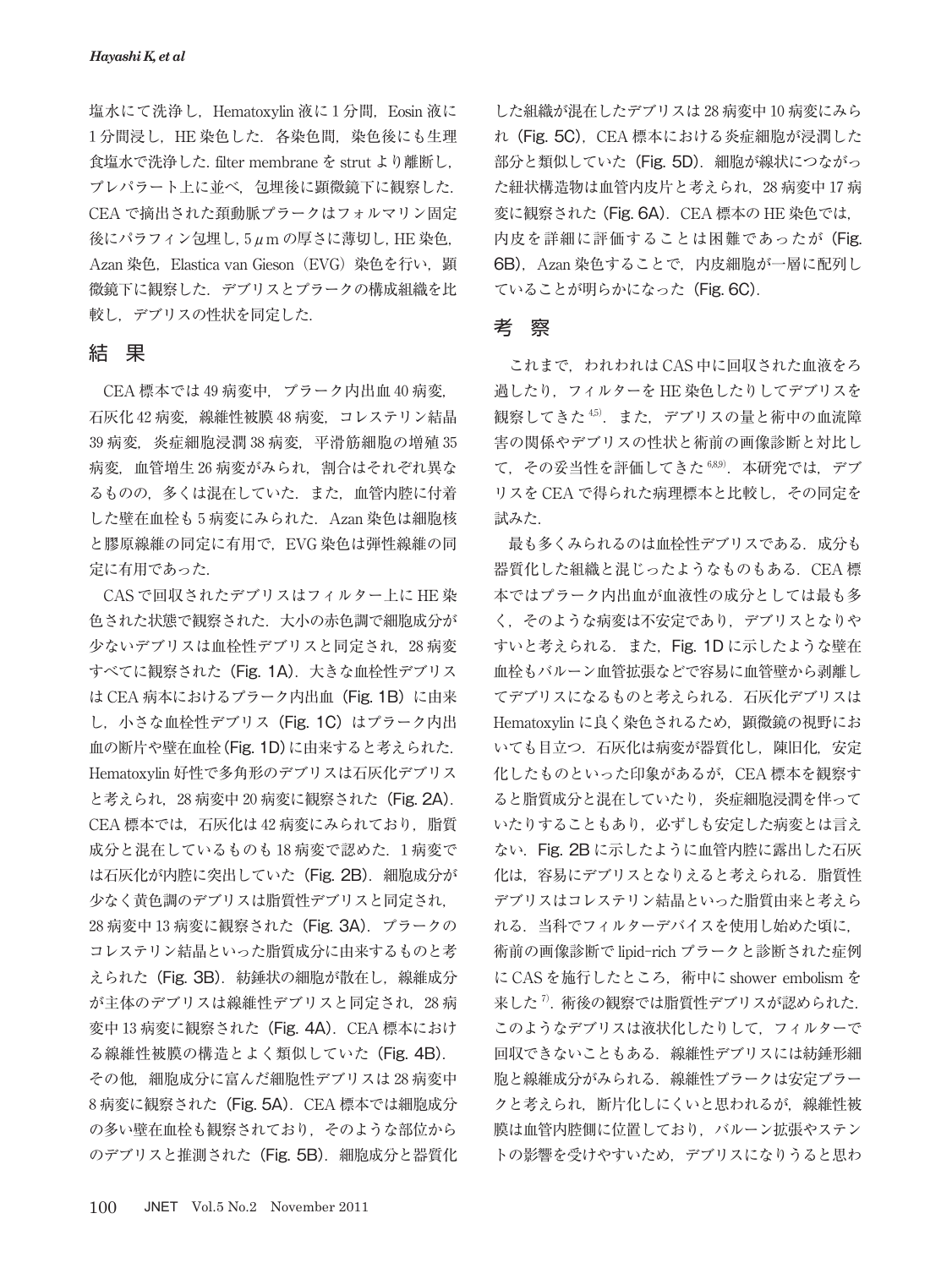塩水にて洗浄し，Hematoxylin 液に 1 分間，Eosin 液に 1 分間浸し，HE 染色した．各染色間，染色後にも生理食塩水で洗浄した．filter membrane を strut より離断し，プレパラート上に並べ，包埋後に顕微鏡下に観察した．CEA で摘出された頚動脈プラークはフォルマリン固定後にパラフィン包埋し，5 μm の厚さに薄切し，HE 染色，Azan 染色，Elastica van Gieson（EVG）染色を行い，顕微鏡下に観察した．デブリスとプラークの構成組織を比較し，デブリスの性状を同定した．

## 結　果

CEA 標本では 49 病変中，プラーク内出血 40 病変，石灰化 42 病変，線維性被膜 48 病変，コレステリン結晶 39 病変，炎症細胞浸潤 38 病変，平滑筋細胞の増殖 35 病変，血管増生 26 病変がみられ，割合はそれぞれ異なるものの，多くは混在していた．また，血管内腔に付着した壁在血栓も 5 病変にみられた．Azan 染色は細胞核と膠原線維の同定に有用で，EVG 染色は弾性線維の同定に有用であった．

CAS で回収されたデブリスはフィルター上に HE 染色された状態で観察された．大小の赤色調で細胞成分が少ないデブリスは血栓性デブリスと同定され，28 病変すべてに観察された（Fig. 1A）．大きな血栓性デブリスは CEA 病本におけるプラーク内出血（Fig. 1B）に由来し，小さな血栓性デブリス（Fig. 1C）はプラーク内出血の断片や壁在血栓（Fig. 1D）に由来すると考えられた．Hematoxylin 好性で多角形のデブリスは石灰化デブリスと考えられ，28 病変中 20 病変に観察された（Fig. 2A）．CEA 標本では，石灰化は 42 病変にみられており，脂質成分と混在しているものも 18 病変で認めた．1 病変では石灰化が内腔に突出していた（Fig. 2B）．細胞成分が少なく黄色調のデブリスは脂質性デブリスと同定され，28 病変中 13 病変に観察された（Fig. 3A）．プラークのコレステリン結晶といった脂質成分に由来するものと考えられた（Fig. 3B）．紡錘状の細胞が散在し，線維成分が主体のデブリスは線維性デブリスと同定され，28 病変中 13 病変に観察された（Fig. 4A）．CEA 標本における線維性被膜の構造とよく類似していた（Fig. 4B）．その他，細胞成分に富んだ細胞性デブリスは 28 病変中 8 病変に観察された（Fig. 5A）．CEA 標本では細胞成分の多い壁在血栓も観察されており，そのような部位からのデブリスと推測された（Fig. 5B）．細胞成分と器質化した組織が混在したデブリスは 28 病変中 10 病変にみられ（Fig. 5C），CEA 標本における炎症細胞が浸潤した部分と類似していた（Fig. 5D）．細胞が線状につながった紐状構造物は血管内皮片と考えられ，28 病変中 17 病変に観察された（Fig. 6A）．CEA 標本の HE 染色では，内皮を詳細に評価することは困難であったが（Fig. 6B），Azan 染色することで，内皮細胞が一層に配列していることが明らかになった（Fig. 6C）．

## 考　察

これまで，われわれは CAS 中に回収された血液をろ過したり，フィルターを HE 染色したりしてデブリスを観察してきた[4,5]．また，デブリスの量と術中の血流障害の関係やデブリスの性状と術前の画像診断と対比して，その妥当性を評価してきた[6,8,9]．本研究では，デブリスを CEA で得られた病理標本と比較し，その同定を試みた．

最も多くみられるのは血栓性デブリスである．成分も器質化した組織と混じったようなものもある．CEA 標本ではプラーク内出血が血液性の成分としては最も多く，そのような病変は不安定であり，デブリスとなりやすいと考えられる．また，Fig. 1D に示したような壁在血栓もバルーン血管拡張などで容易に血管壁から剥離してデブリスになるものと考えられる．石灰化デブリスは Hematoxylin に良く染色されるため，顕微鏡の視野においても目立つ．石灰化は病変が器質化し，陳旧化，安定化したものといった印象があるが，CEA 標本を観察すると脂質成分と混在していたり，炎症細胞浸潤を伴っていたりすることもあり，必ずしも安定した病変とは言えない．Fig. 2B に示したように血管内腔に露出した石灰化は，容易にデブリスとなりえると考えられる．脂質性デブリスはコレステリン結晶といった脂質由来と考えられる．当科でフィルターデバイスを使用し始めた頃に，術前の画像診断で lipid-rich プラークと診断された症例に CAS を施行したところ，術中に shower embolism を来した[7]．術後の観察では脂質性デブリスが認められた．このようなデブリスは液状化したりして，フィルターで回収できないこともある．線維性デブリスには紡錘形細胞と線維成分がみられる．線維性プラークは安定プラークと考えられ，断片化しにくいと思われるが，線維性被膜は血管内腔側に位置しており，バルーン拡張やステントの影響を受けやすいため，デブリスになりうると思わ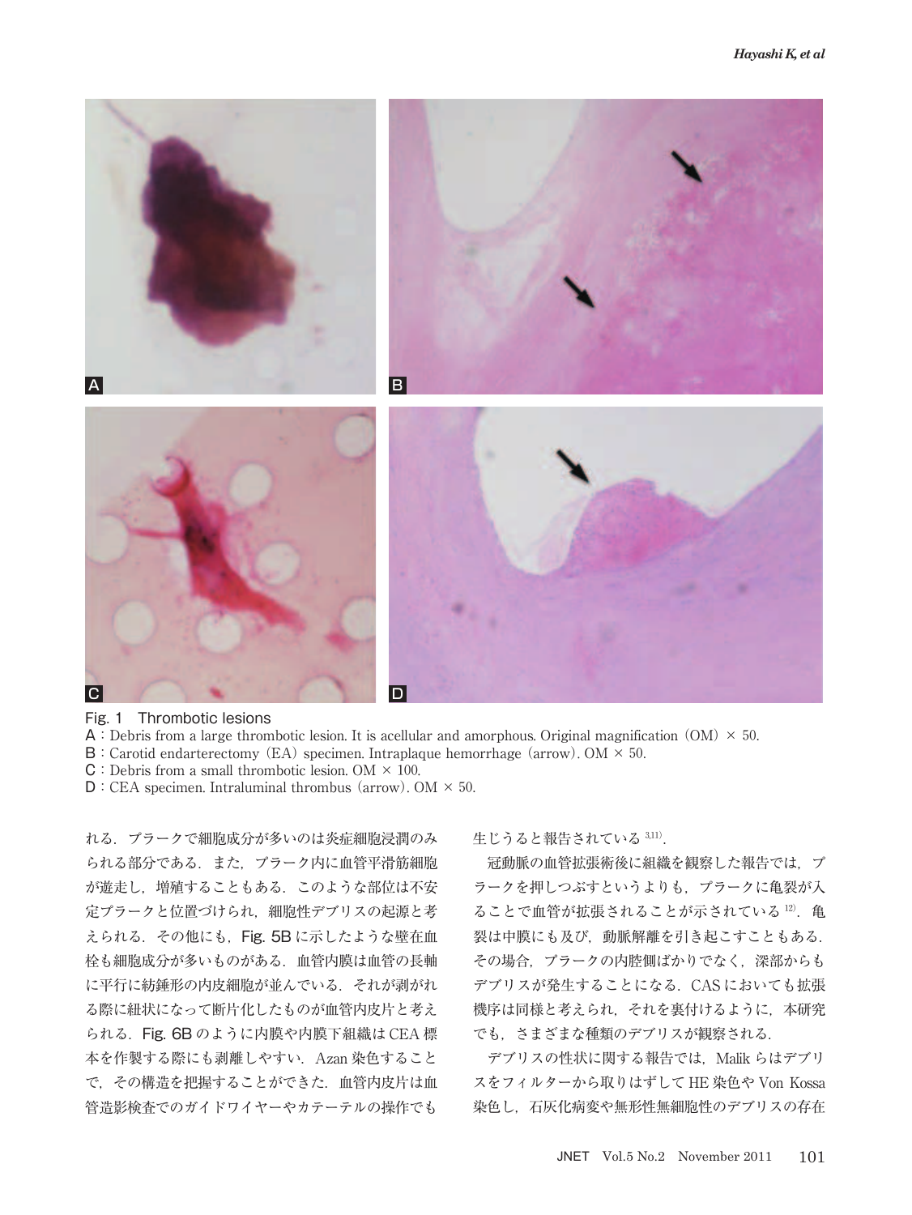Fig. 1 Thrombotic lesions

A : Debris from a large thrombotic lesion. It is acellular and amorphous. Original magnification (OM) × 50.

B : Carotid endarterectomy (EA) specimen. Intraplaque hemorrhage (arrow). OM × 50.

C : Debris from a small thrombotic lesion. OM × 100.

D : CEA specimen. Intraluminal thrombus (arrow). OM × 50.

れる．プラークで細胞成分が多いのは炎症細胞浸潤のみられる部分である．また，プラーク内に血管平滑筋細胞が遊走し，増殖することもある．このような部位は不安定プラークと位置づけられ，細胞性デブリスの起源と考えられる．その他にも，Fig. 5B に示したような壁在血栓も細胞成分が多いものがある．血管内膜は血管の長軸に平行に紡錘形の内皮細胞が並んでいる．それが剥がれる際に紐状になって断片化したものが血管内皮片と考えられる．Fig. 6B のように内膜や内膜下組織は CEA 標本を作製する際にも剥離しやすい．Azan 染色することで，その構造を把握することができた．血管内皮片は血管造影検査でのガイドワイヤーやカテーテルの操作でも生じうると報告されている[3,11]．

冠動脈の血管拡張術後に組織を観察した報告では，プラークを押しつぶすというよりも，プラークに亀裂が入ることで血管が拡張されることが示されている[12]．亀裂は中膜にも及び，動脈解離を引き起こすこともある．その場合，プラークの内腔側ばかりでなく，深部からもデブリスが発生することになる．CAS においても拡張機序は同様と考えられ，それを裏付けるように，本研究でも，さまざまな種類のデブリスが観察される．

デブリスの性状に関する報告では，Malik らはデブリスをフィルターから取りはずして HE 染色や Von Kossa 染色し，石灰化病変や無形性無細胞性のデブリスの存在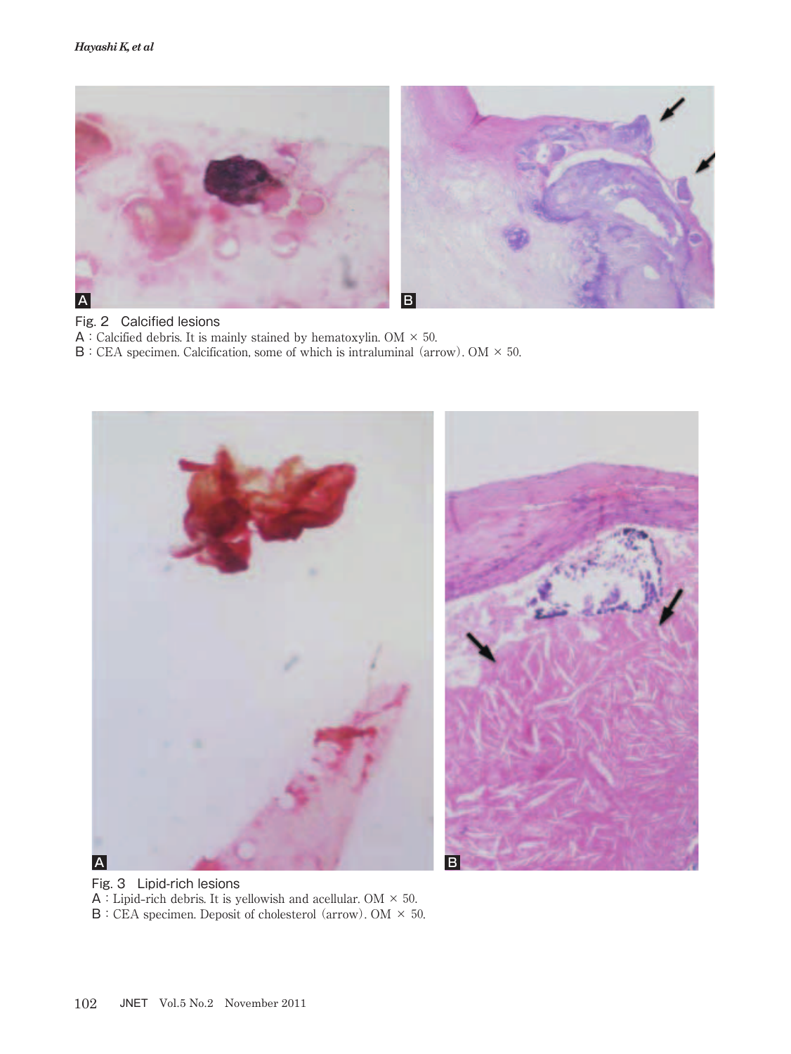Fig. 2 Calcified lesions

A : Calcified debris. It is mainly stained by hematoxylin. OM × 50.

B : CEA specimen. Calcification, some of which is intraluminal (arrow). OM × 50.

Fig. 3 Lipid-rich lesions

A : Lipid-rich debris. It is yellowish and acellular. OM × 50.

B : CEA specimen. Deposit of cholesterol (arrow). OM × 50.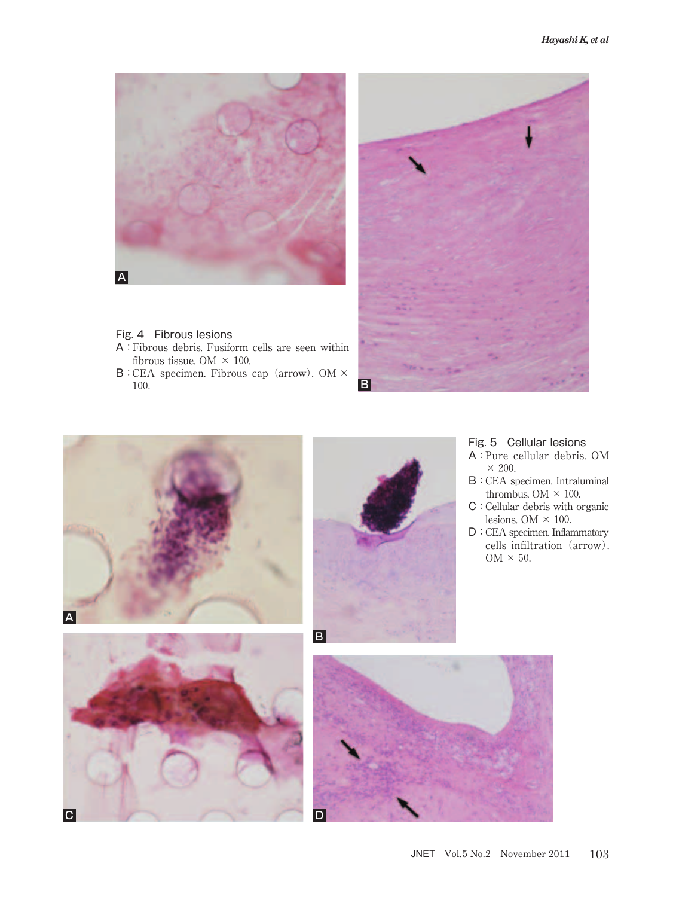Fig. 4 Fibrous lesions

A : Fibrous debris. Fusiform cells are seen within fibrous tissue. OM × 100.

B : CEA specimen. Fibrous cap (arrow). OM × 100.

Fig. 5 Cellular lesions

A : Pure cellular debris. OM × 200.

B : CEA specimen. Intraluminal thrombus. OM × 100.

C : Cellular debris with organic lesions. OM × 100.

D : CEA specimen. Inflammatory cells infiltration (arrow). OM × 50.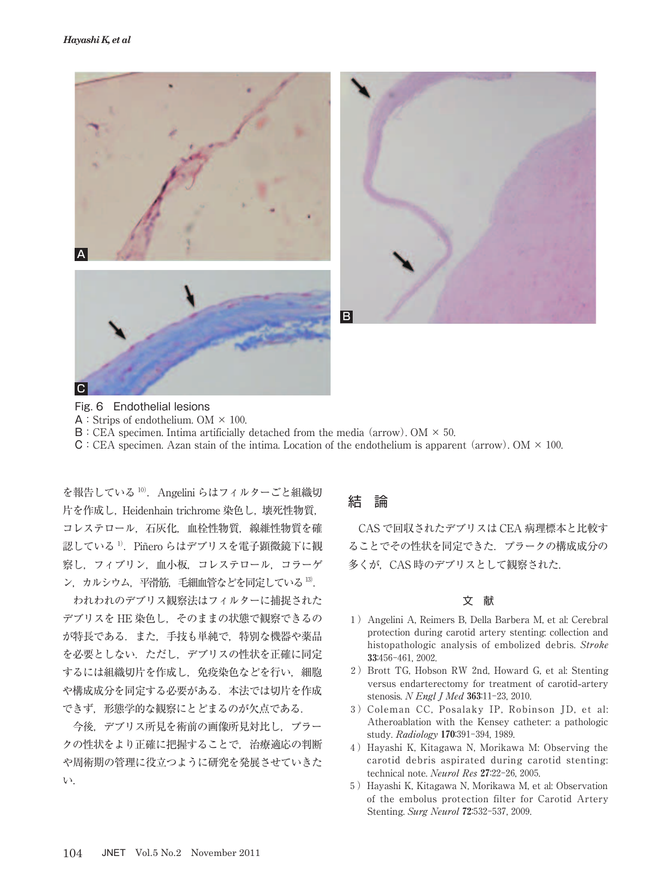Fig. 6　Endothelial lesions

A：Strips of endothelium. OM × 100.

B：CEA specimen. Intima artificially detached from the media (arrow). OM × 50.

C：CEA specimen. Azan stain of the intima. Location of the endothelium is apparent (arrow). OM × 100.

を報告している[10]．Angelini らはフィルターごと組織切片を作成し，Heidenhain trichrome 染色し，壊死性物質，コレステロール，石灰化，血栓性物質，線維性物質を確認している[1]．Piñero らはデブリスを電子顕微鏡下に観察し，フィブリン，血小板，コレステロール，コラーゲン，カルシウム，平滑筋，毛細血管などを同定している[13]．

われわれのデブリス観察法はフィルターに捕捉されたデブリスを HE 染色し，そのままの状態で観察できるのが特長である．また，手技も単純で，特別な機器や薬品を必要としない．ただし，デブリスの性状を正確に同定するには組織切片を作成し，免疫染色などを行い，細胞や構成成分を同定する必要がある．本法では切片を作成できず，形態学的な観察にとどまるのが欠点である．

今後，デブリス所見を術前の画像所見対比し，プラークの性状をより正確に把握することで，治療適応の判断や周術期の管理に役立つように研究を発展させていきたい．

## 結　論

CAS で回収されたデブリスは CEA 病理標本と比較することでその性状を同定できた．プラークの構成成分の多くが，CAS 時のデブリスとして観察された．

### 文　献

1) Angelini A, Reimers B, Della Barbera M, et al: Cerebral protection during carotid artery stenting: collection and histopathologic analysis of embolized debris. *Stroke* **33**:456–461, 2002.
2) Brott TG, Hobson RW 2nd, Howard G, et al: Stenting versus endarterectomy for treatment of carotid-artery stenosis. *N Engl J Med* **363**:11–23, 2010.
3) Coleman CC, Posalaky IP, Robinson JD, et al: Atheroablation with the Kensey catheter: a pathologic study. *Radiology* **170**:391–394, 1989.
4) Hayashi K, Kitagawa N, Morikawa M: Observing the carotid debris aspirated during carotid stenting: technical note. *Neurol Res* **27**:22–26, 2005.
5) Hayashi K, Kitagawa N, Morikawa M, et al: Observation of the embolus protection filter for Carotid Artery Stenting. *Surg Neurol* **72**:532–537, 2009.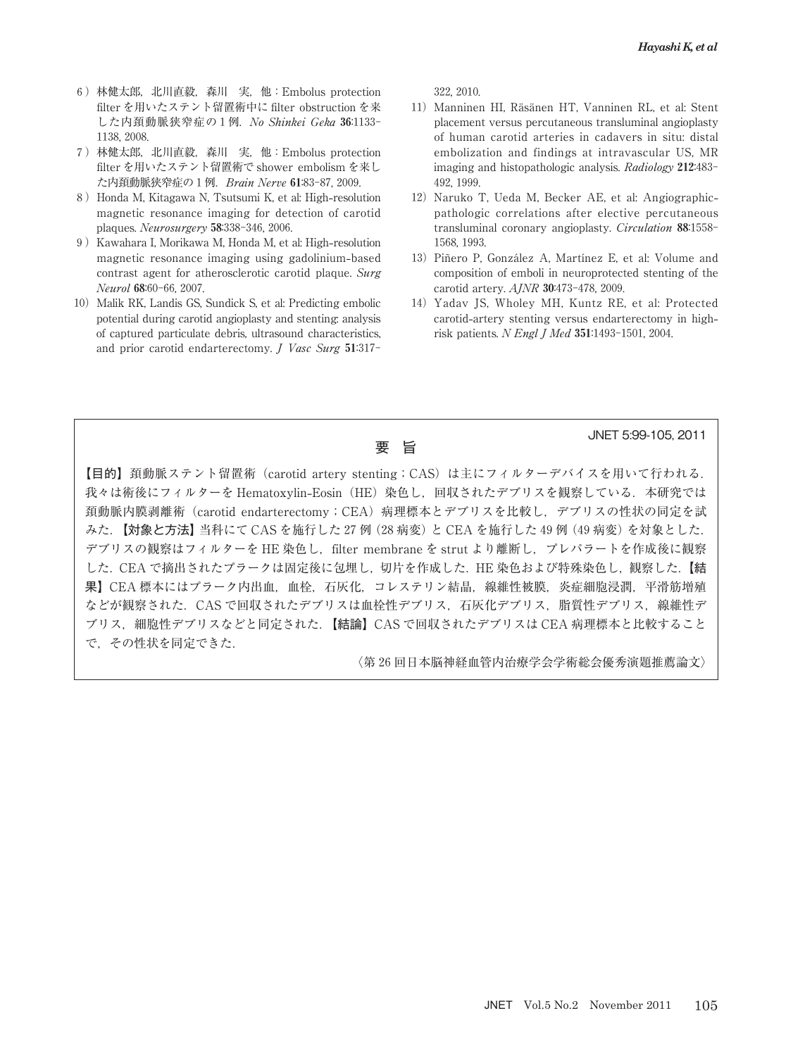6）林健太郎，北川直毅，森川　実，他：Embolus protection filter を用いたステント留置術中に filter obstruction を来した内頚動脈狭窄症の 1 例．*No Shinkei Geka* **36**:1133-1138, 2008.

7）林健太郎，北川直毅，森川　実，他：Embolus protection filter を用いたステント留置術で shower embolism を来した内頚動脈狭窄症の 1 例．*Brain Nerve* **61**:83-87, 2009.

8）Honda M, Kitagawa N, Tsutsumi K, et al: High-resolution magnetic resonance imaging for detection of carotid plaques. *Neurosurgery* **58**:338-346, 2006.

9）Kawahara I, Morikawa M, Honda M, et al: High-resolution magnetic resonance imaging using gadolinium-based contrast agent for atherosclerotic carotid plaque. *Surg Neurol* **68**:60-66, 2007.

10）Malik RK, Landis GS, Sundick S, et al: Predicting embolic potential during carotid angioplasty and stenting: analysis of captured particulate debris, ultrasound characteristics, and prior carotid endarterectomy. *J Vasc Surg* **51**:317-322, 2010.

11）Manninen HI, Räsänen HT, Vanninen RL, et al: Stent placement versus percutaneous transluminal angioplasty of human carotid arteries in cadavers in situ: distal embolization and findings at intravascular US, MR imaging and histopathologic analysis. *Radiology* **212**:483-492, 1999.

12）Naruko T, Ueda M, Becker AE, et al: Angiographic-pathologic correlations after elective percutaneous transluminal coronary angioplasty. *Circulation* **88**:1558-1568, 1993.

13）Piñero P, González A, Martínez E, et al: Volume and composition of emboli in neuroprotected stenting of the carotid artery. *AJNR* **30**:473-478, 2009.

14）Yadav JS, Wholey MH, Kuntz RE, et al: Protected carotid-artery stenting versus endarterectomy in high-risk patients. *N Engl J Med* **351**:1493-1501, 2004.

## 要　旨

JNET 5:99-105, 2011

**【目的】**頚動脈ステント留置術（carotid artery stenting；CAS）は主にフィルターデバイスを用いて行われる．我々は術後にフィルターを Hematoxylin-Eosin（HE）染色し，回収されたデブリスを観察している．本研究では頚動脈内膜剥離術（carotid endarterectomy；CEA）病理標本とデブリスを比較し，デブリスの性状の同定を試みた．**【対象と方法】**当科にて CAS を施行した 27 例（28 病変）と CEA を施行した 49 例（49 病変）を対象とした．デブリスの観察はフィルターを HE 染色し，filter membrane を strut より離断し，プレパラートを作成後に観察した．CEA で摘出されたプラークは固定後に包埋し，切片を作成した．HE 染色および特殊染色し，観察した．**【結果】**CEA 標本にはプラーク内出血，血栓，石灰化，コレステリン結晶，線維性被膜，炎症細胞浸潤，平滑筋増殖などが観察された．CAS で回収されたデブリスは血栓性デブリス，石灰化デブリス，脂質性デブリス，線維性デブリス，細胞性デブリスなどと同定された．**【結論】**CAS で回収されたデブリスは CEA 病理標本と比較することで，その性状を同定できた．

〈第 26 回日本脳神経血管内治療学会学術総会優秀演題推薦論文〉